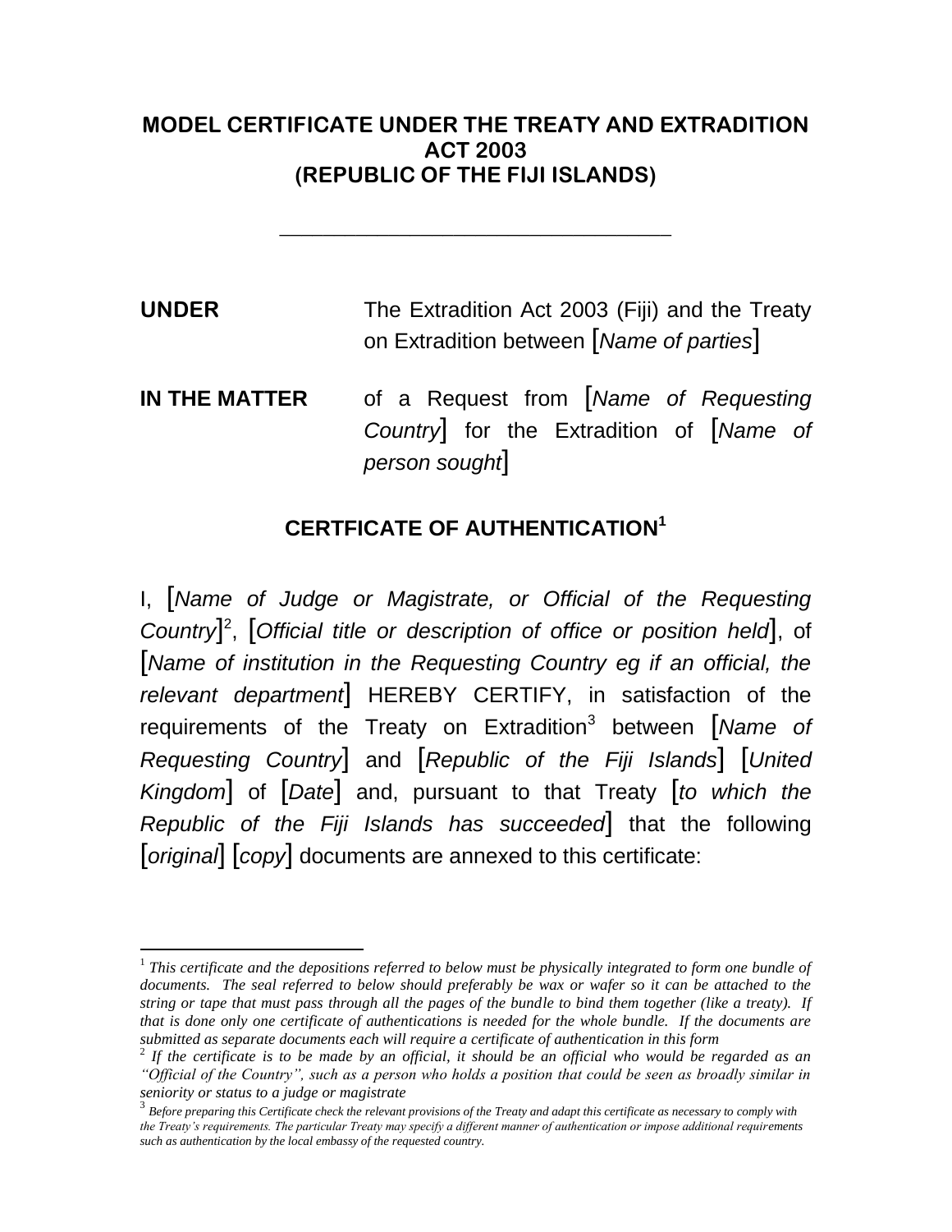# MODEL CERTIFICATE UNDER THE TREATY AND EXTRADITION ACT 2003 (REPUBLIC OF THE FIJI ISLANDS)

---

**UNDER** The Extradition Act 2003 (Fiji) and the Treaty on Extradition between [*Name of parties*]

**IN THE MATTER** of a Request from [*Name of Requesting Country*] for the Extradition of [*Name of person sought*]

## CERTFICATE OF AUTHENTICATION[1]

I, [*Name of Judge or Magistrate, or Official of the Requesting Country*][2], [*Official title or description of office or position held*], of [*Name of institution in the Requesting Country eg if an official, the relevant department*] HEREBY CERTIFY, in satisfaction of the requirements of the Treaty on Extradition[3] between [*Name of Requesting Country*] and [*Republic of the Fiji Islands*] [*United Kingdom*] of [*Date*] and, pursuant to that Treaty [*to which the Republic of the Fiji Islands has succeeded*] that the following [*original*] [*copy*] documents are annexed to this certificate:

---

[1] *This certificate and the depositions referred to below must be physically integrated to form one bundle of documents. The seal referred to below should preferably be wax or wafer so it can be attached to the string or tape that must pass through all the pages of the bundle to bind them together (like a treaty). If that is done only one certificate of authentications is needed for the whole bundle. If the documents are submitted as separate documents each will require a certificate of authentication in this form*

[2] *If the certificate is to be made by an official, it should be an official who would be regarded as an "Official of the Country", such as a person who holds a position that could be seen as broadly similar in seniority or status to a judge or magistrate*

[3] *Before preparing this Certificate check the relevant provisions of the Treaty and adapt this certificate as necessary to comply with the Treaty's requirements. The particular Treaty may specify a different manner of authentication or impose additional requirements such as authentication by the local embassy of the requested country.*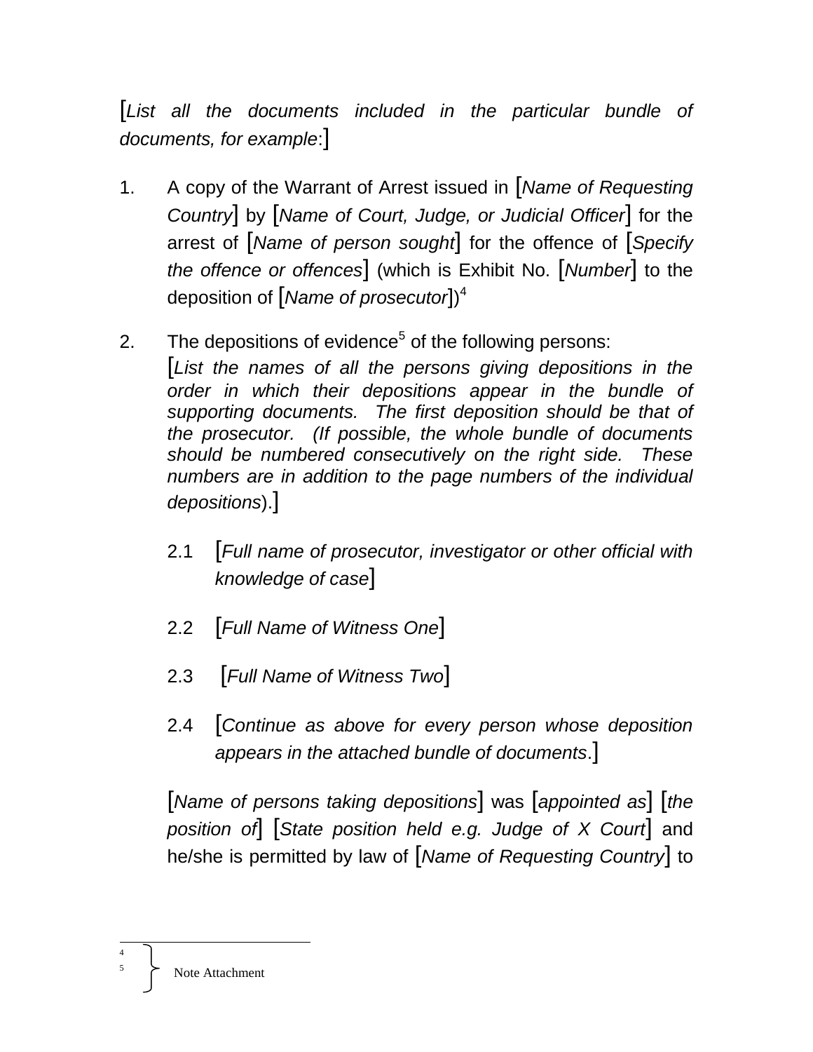[*List all the documents included in the particular bundle of documents, for example*:]

1. A copy of the Warrant of Arrest issued in [*Name of Requesting Country*] by [*Name of Court, Judge, or Judicial Officer*] for the arrest of [*Name of person sought*] for the offence of [*Specify the offence or offences*] (which is Exhibit No. [*Number*] to the deposition of [*Name of prosecutor*])[4]

2. The depositions of evidence[5] of the following persons:

   [*List the names of all the persons giving depositions in the order in which their depositions appear in the bundle of supporting documents. The first deposition should be that of the prosecutor. (If possible, the whole bundle of documents should be numbered consecutively on the right side. These numbers are in addition to the page numbers of the individual depositions*).]

   2.1 [*Full name of prosecutor, investigator or other official with knowledge of case*]

   2.2 [*Full Name of Witness One*]

   2.3 [*Full Name of Witness Two*]

   2.4 [*Continue as above for every person whose deposition appears in the attached bundle of documents*.]

   [*Name of persons taking depositions*] was [*appointed as*] [*the position of*] [*State position held e.g. Judge of X Court*] and he/she is permitted by law of [*Name of Requesting Country*] to

---

[4], [5] Note Attachment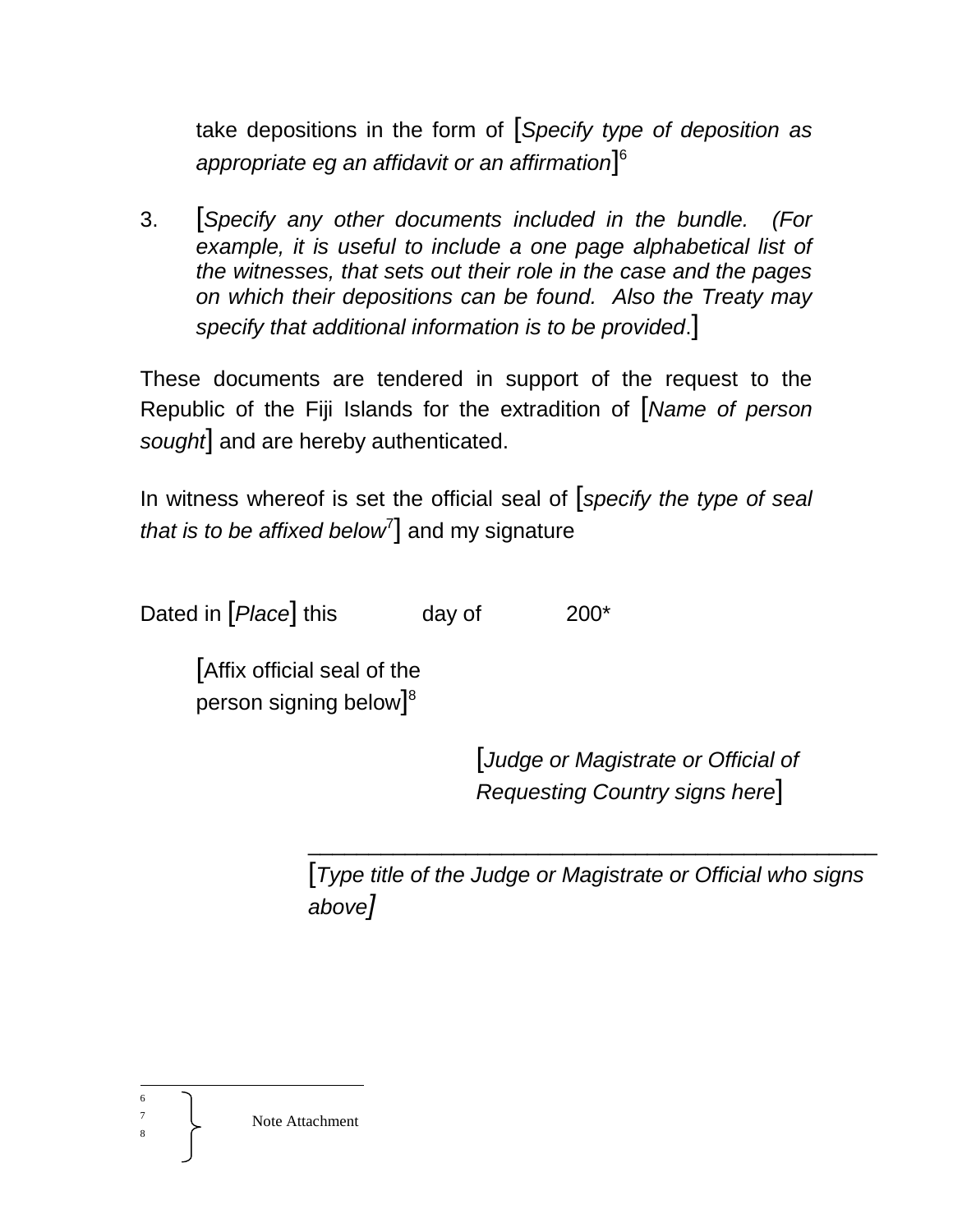take depositions in the form of [*Specify type of deposition as appropriate eg an affidavit or an affirmation*][6]

3. [*Specify any other documents included in the bundle. (For example, it is useful to include a one page alphabetical list of the witnesses, that sets out their role in the case and the pages on which their depositions can be found. Also the Treaty may specify that additional information is to be provided*.]

These documents are tendered in support of the request to the Republic of the Fiji Islands for the extradition of [*Name of person sought*] and are hereby authenticated.

In witness whereof is set the official seal of [*specify the type of seal that is to be affixed below*[7]] and my signature

Dated in [*Place*] this day of 200*

[Affix official seal of the person signing below][8]

[*Judge or Magistrate or Official of Requesting Country signs here*]

_______________________________________________

[*Type title of the Judge or Magistrate or Official who signs above*]

---

6, 7, 8 Note Attachment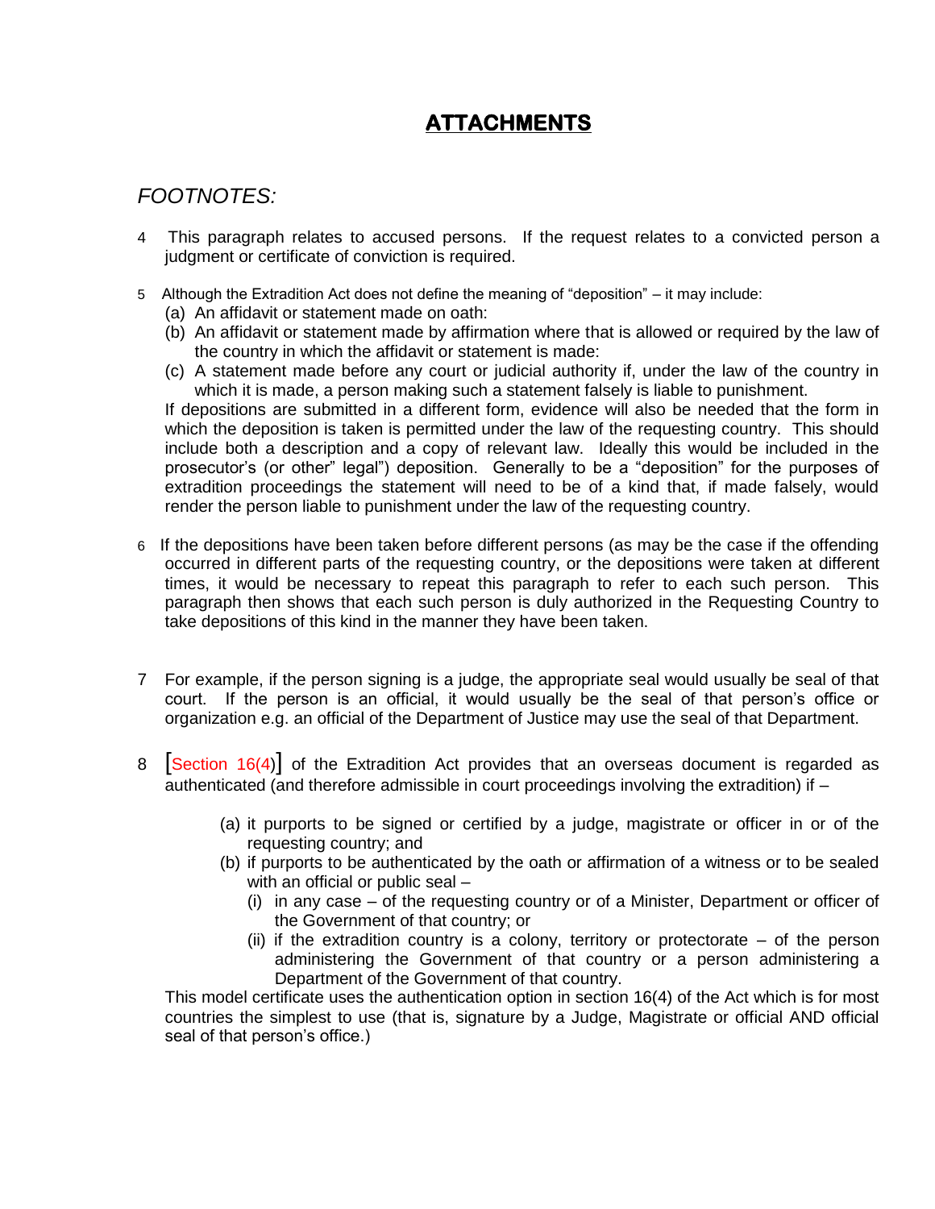# ATTACHMENTS

*FOOTNOTES:*

4 This paragraph relates to accused persons. If the request relates to a convicted person a judgment or certificate of conviction is required.

5 Although the Extradition Act does not define the meaning of "deposition" – it may include:

(a) An affidavit or statement made on oath:
(b) An affidavit or statement made by affirmation where that is allowed or required by the law of the country in which the affidavit or statement is made:
(c) A statement made before any court or judicial authority if, under the law of the country in which it is made, a person making such a statement falsely is liable to punishment.

If depositions are submitted in a different form, evidence will also be needed that the form in which the deposition is taken is permitted under the law of the requesting country. This should include both a description and a copy of relevant law. Ideally this would be included in the prosecutor's (or other" legal") deposition. Generally to be a "deposition" for the purposes of extradition proceedings the statement will need to be of a kind that, if made falsely, would render the person liable to punishment under the law of the requesting country.

6 If the depositions have been taken before different persons (as may be the case if the offending occurred in different parts of the requesting country, or the depositions were taken at different times, it would be necessary to repeat this paragraph to refer to each such person. This paragraph then shows that each such person is duly authorized in the Requesting Country to take depositions of this kind in the manner they have been taken.

7 For example, if the person signing is a judge, the appropriate seal would usually be seal of that court. If the person is an official, it would usually be the seal of that person's office or organization e.g. an official of the Department of Justice may use the seal of that Department.

8 [Section 16(4)] of the Extradition Act provides that an overseas document is regarded as authenticated (and therefore admissible in court proceedings involving the extradition) if –

(a) it purports to be signed or certified by a judge, magistrate or officer in or of the requesting country; and
(b) if purports to be authenticated by the oath or affirmation of a witness or to be sealed with an official or public seal –
  (i) in any case – of the requesting country or of a Minister, Department or officer of the Government of that country; or
  (ii) if the extradition country is a colony, territory or protectorate – of the person administering the Government of that country or a person administering a Department of the Government of that country.

This model certificate uses the authentication option in section 16(4) of the Act which is for most countries the simplest to use (that is, signature by a Judge, Magistrate or official AND official seal of that person's office.)